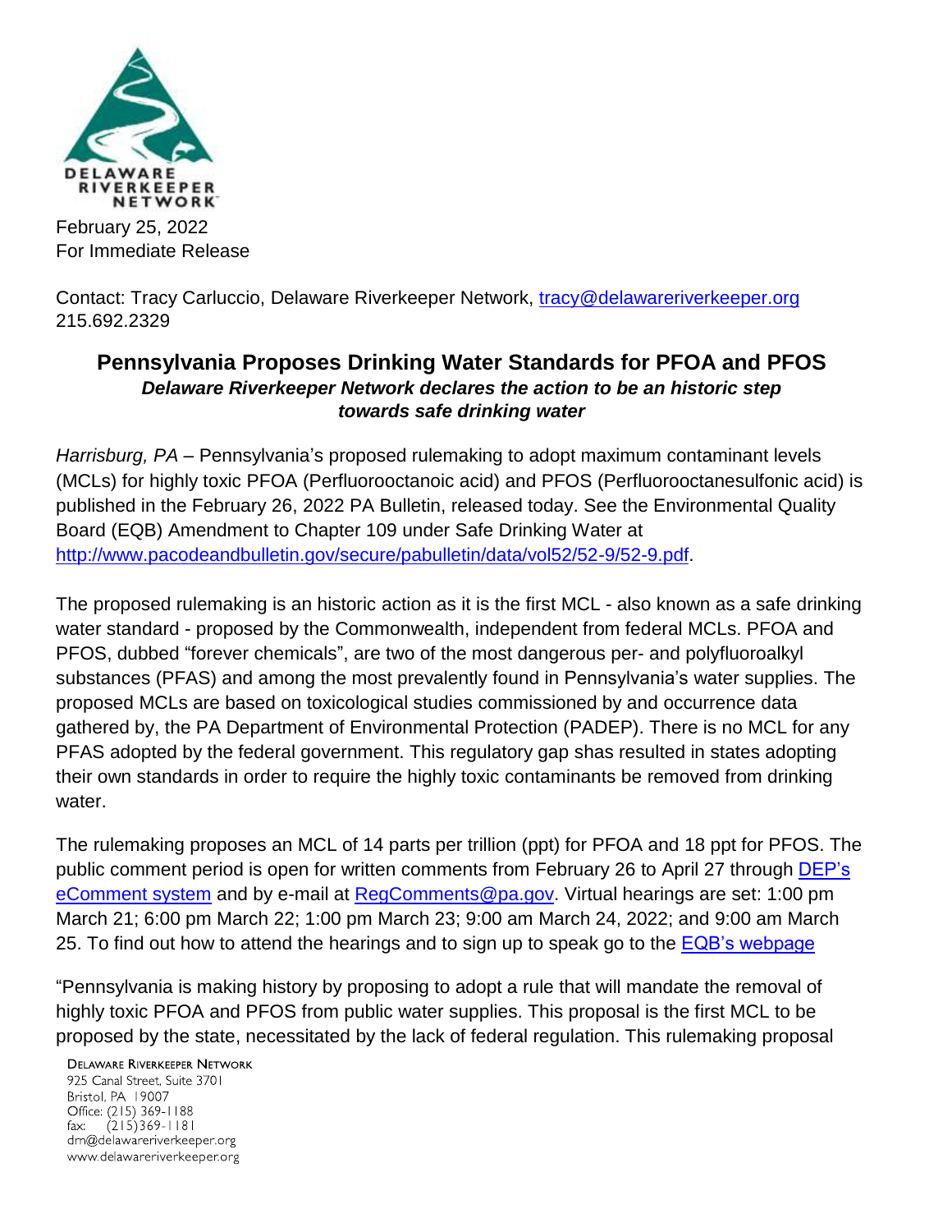DELAWARE RIVERKEEPER NETWORK

February 25, 2022
For Immediate Release

Contact: Tracy Carluccio, Delaware Riverkeeper Network, [tracy@delawareriverkeeper.org](mailto:tracy@delawareriverkeeper.org)
215.692.2329

# Pennsylvania Proposes Drinking Water Standards for PFOA and PFOS

***Delaware Riverkeeper Network declares the action to be an historic step towards safe drinking water***

*Harrisburg, PA* – Pennsylvania's proposed rulemaking to adopt maximum contaminant levels (MCLs) for highly toxic PFOA (Perfluorooctanoic acid) and PFOS (Perfluorooctanesulfonic acid) is published in the February 26, 2022 PA Bulletin, released today. See the Environmental Quality Board (EQB) Amendment to Chapter 109 under Safe Drinking Water at [http://www.pacodeandbulletin.gov/secure/pabulletin/data/vol52/52-9/52-9.pdf](http://www.pacodeandbulletin.gov/secure/pabulletin/data/vol52/52-9/52-9.pdf).

The proposed rulemaking is an historic action as it is the first MCL - also known as a safe drinking water standard - proposed by the Commonwealth, independent from federal MCLs. PFOA and PFOS, dubbed "forever chemicals", are two of the most dangerous per- and polyfluoroalkyl substances (PFAS) and among the most prevalently found in Pennsylvania's water supplies. The proposed MCLs are based on toxicological studies commissioned by and occurrence data gathered by, the PA Department of Environmental Protection (PADEP). There is no MCL for any PFAS adopted by the federal government. This regulatory gap shas resulted in states adopting their own standards in order to require the highly toxic contaminants be removed from drinking water.

The rulemaking proposes an MCL of 14 parts per trillion (ppt) for PFOA and 18 ppt for PFOS. The public comment period is open for written comments from February 26 to April 27 through DEP's eComment system and by e-mail at [RegComments@pa.gov](mailto:RegComments@pa.gov). Virtual hearings are set: 1:00 pm March 21; 6:00 pm March 22; 1:00 pm March 23; 9:00 am March 24, 2022; and 9:00 am March 25. To find out how to attend the hearings and to sign up to speak go to the EQB's webpage

"Pennsylvania is making history by proposing to adopt a rule that will mandate the removal of highly toxic PFOA and PFOS from public water supplies. This proposal is the first MCL to be proposed by the state, necessitated by the lack of federal regulation. This rulemaking proposal

DELAWARE RIVERKEEPER NETWORK
925 Canal Street, Suite 3701
Bristol, PA 19007
Office: (215) 369-1188
fax: (215)369-1181
drn@delawareriverkeeper.org
www.delawareriverkeeper.org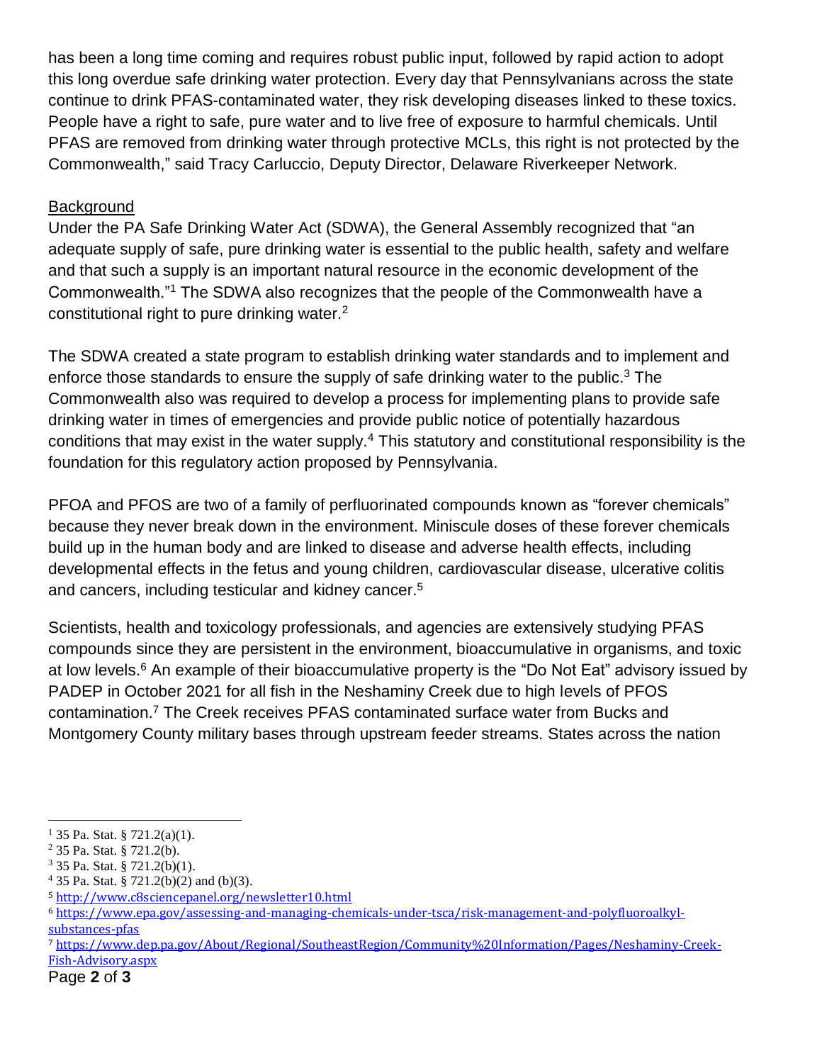has been a long time coming and requires robust public input, followed by rapid action to adopt this long overdue safe drinking water protection. Every day that Pennsylvanians across the state continue to drink PFAS-contaminated water, they risk developing diseases linked to these toxics. People have a right to safe, pure water and to live free of exposure to harmful chemicals. Until PFAS are removed from drinking water through protective MCLs, this right is not protected by the Commonwealth," said Tracy Carluccio, Deputy Director, Delaware Riverkeeper Network.

Background

Under the PA Safe Drinking Water Act (SDWA), the General Assembly recognized that "an adequate supply of safe, pure drinking water is essential to the public health, safety and welfare and that such a supply is an important natural resource in the economic development of the Commonwealth."[1] The SDWA also recognizes that the people of the Commonwealth have a constitutional right to pure drinking water.[2]

The SDWA created a state program to establish drinking water standards and to implement and enforce those standards to ensure the supply of safe drinking water to the public.[3] The Commonwealth also was required to develop a process for implementing plans to provide safe drinking water in times of emergencies and provide public notice of potentially hazardous conditions that may exist in the water supply.[4] This statutory and constitutional responsibility is the foundation for this regulatory action proposed by Pennsylvania.

PFOA and PFOS are two of a family of perfluorinated compounds known as "forever chemicals" because they never break down in the environment. Miniscule doses of these forever chemicals build up in the human body and are linked to disease and adverse health effects, including developmental effects in the fetus and young children, cardiovascular disease, ulcerative colitis and cancers, including testicular and kidney cancer.[5]

Scientists, health and toxicology professionals, and agencies are extensively studying PFAS compounds since they are persistent in the environment, bioaccumulative in organisms, and toxic at low levels.[6] An example of their bioaccumulative property is the "Do Not Eat" advisory issued by PADEP in October 2021 for all fish in the Neshaminy Creek due to high levels of PFOS contamination.[7] The Creek receives PFAS contaminated surface water from Bucks and Montgomery County military bases through upstream feeder streams. States across the nation

---

[1] 35 Pa. Stat. § 721.2(a)(1).

[2] 35 Pa. Stat. § 721.2(b).

[3] 35 Pa. Stat. § 721.2(b)(1).

[4] 35 Pa. Stat. § 721.2(b)(2) and (b)(3).

[5] http://www.c8sciencepanel.org/newsletter10.html

[6] https://www.epa.gov/assessing-and-managing-chemicals-under-tsca/risk-management-and-polyfluoroalkyl-substances-pfas

[7] https://www.dep.pa.gov/About/Regional/SoutheastRegion/Community%20Information/Pages/Neshaminy-Creek-Fish-Advisory.aspx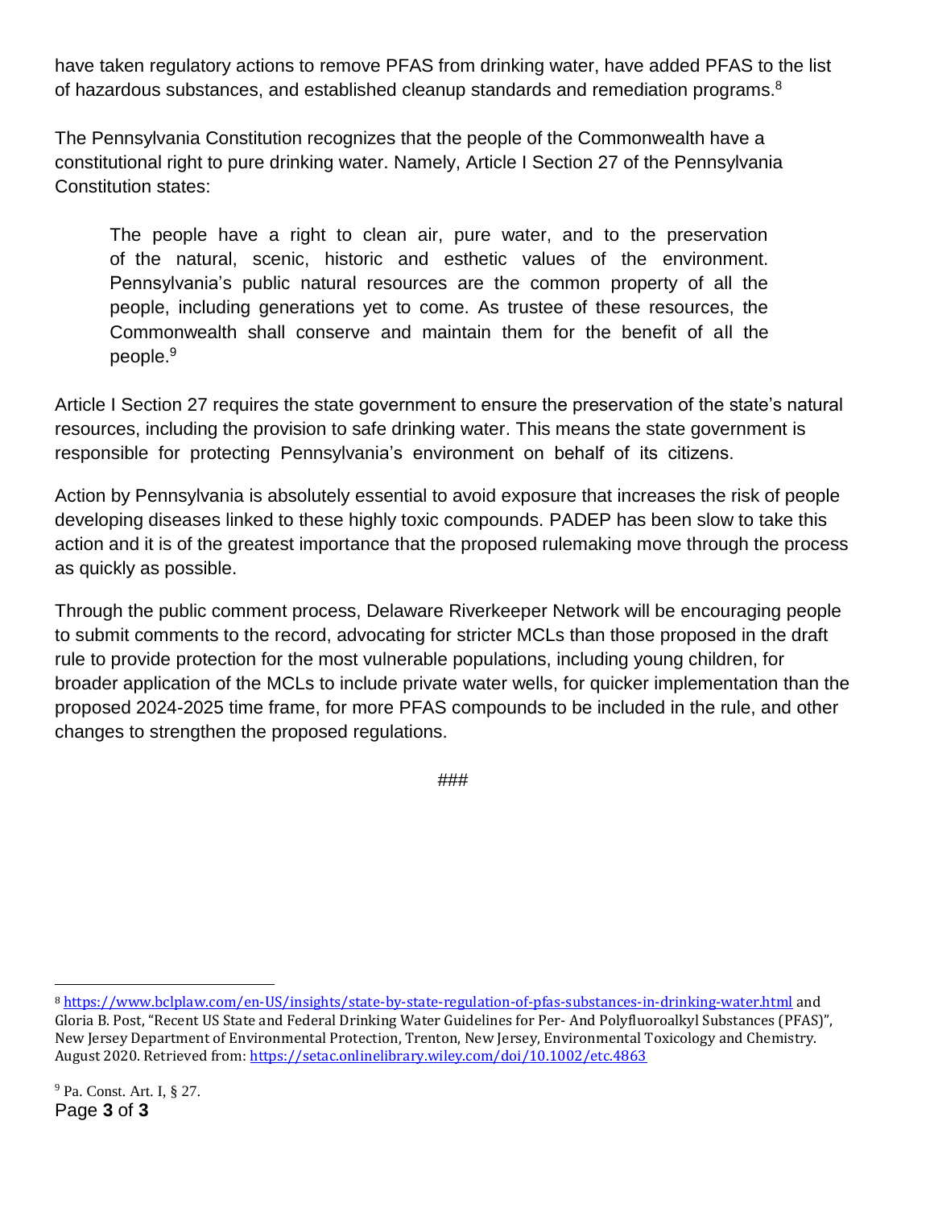have taken regulatory actions to remove PFAS from drinking water, have added PFAS to the list of hazardous substances, and established cleanup standards and remediation programs.[8]

The Pennsylvania Constitution recognizes that the people of the Commonwealth have a constitutional right to pure drinking water. Namely, Article I Section 27 of the Pennsylvania Constitution states:

> The people have a right to clean air, pure water, and to the preservation of the natural, scenic, historic and esthetic values of the environment. Pennsylvania's public natural resources are the common property of all the people, including generations yet to come. As trustee of these resources, the Commonwealth shall conserve and maintain them for the benefit of all the people.[9]

Article I Section 27 requires the state government to ensure the preservation of the state's natural resources, including the provision to safe drinking water. This means the state government is responsible for protecting Pennsylvania's environment on behalf of its citizens.

Action by Pennsylvania is absolutely essential to avoid exposure that increases the risk of people developing diseases linked to these highly toxic compounds. PADEP has been slow to take this action and it is of the greatest importance that the proposed rulemaking move through the process as quickly as possible.

Through the public comment process, Delaware Riverkeeper Network will be encouraging people to submit comments to the record, advocating for stricter MCLs than those proposed in the draft rule to provide protection for the most vulnerable populations, including young children, for broader application of the MCLs to include private water wells, for quicker implementation than the proposed 2024-2025 time frame, for more PFAS compounds to be included in the rule, and other changes to strengthen the proposed regulations.

###

---

[8] https://www.bclplaw.com/en-US/insights/state-by-state-regulation-of-pfas-substances-in-drinking-water.html and Gloria B. Post, "Recent US State and Federal Drinking Water Guidelines for Per- And Polyfluoroalkyl Substances (PFAS)", New Jersey Department of Environmental Protection, Trenton, New Jersey, Environmental Toxicology and Chemistry. August 2020. Retrieved from: https://setac.onlinelibrary.wiley.com/doi/10.1002/etc.4863

[9] Pa. Const. Art. I, § 27.